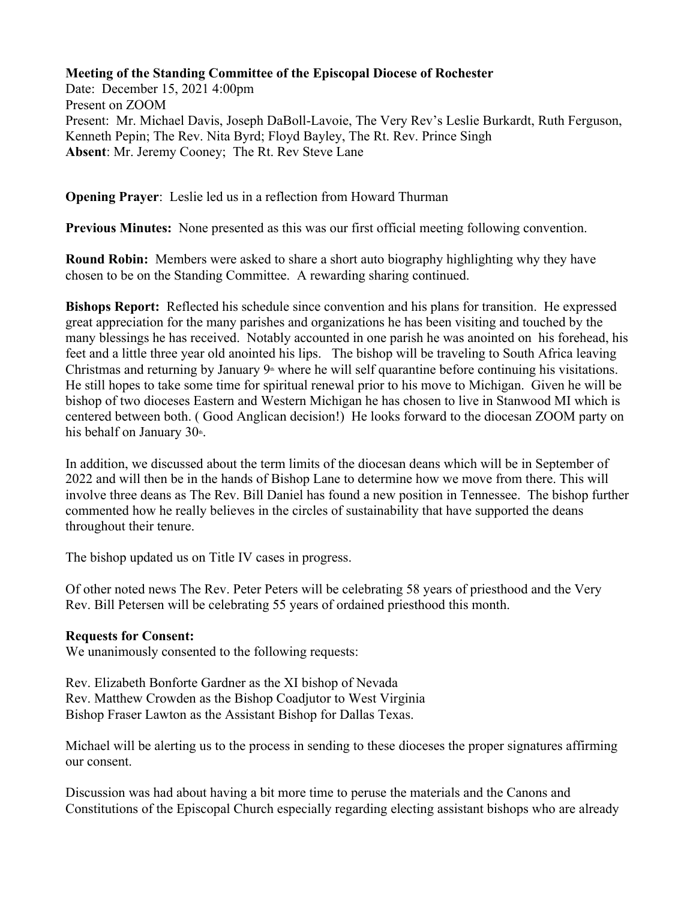**Meeting of the Standing Committee of the Episcopal Diocese of Rochester**
Date: December 15, 2021 4:00pm
Present on ZOOM
Present: Mr. Michael Davis, Joseph DaBoll-Lavoie, The Very Rev's Leslie Burkardt, Ruth Ferguson, Kenneth Pepin; The Rev. Nita Byrd; Floyd Bayley, The Rt. Rev. Prince Singh
**Absent**: Mr. Jeremy Cooney; The Rt. Rev Steve Lane

**Opening Prayer**: Leslie led us in a reflection from Howard Thurman

**Previous Minutes:** None presented as this was our first official meeting following convention.

**Round Robin:** Members were asked to share a short auto biography highlighting why they have chosen to be on the Standing Committee. A rewarding sharing continued.

**Bishops Report:** Reflected his schedule since convention and his plans for transition. He expressed great appreciation for the many parishes and organizations he has been visiting and touched by the many blessings he has received. Notably accounted in one parish he was anointed on his forehead, his feet and a little three year old anointed his lips. The bishop will be traveling to South Africa leaving Christmas and returning by January 9th where he will self quarantine before continuing his visitations. He still hopes to take some time for spiritual renewal prior to his move to Michigan. Given he will be bishop of two dioceses Eastern and Western Michigan he has chosen to live in Stanwood MI which is centered between both. ( Good Anglican decision!) He looks forward to the diocesan ZOOM party on his behalf on January 30th.

In addition, we discussed about the term limits of the diocesan deans which will be in September of 2022 and will then be in the hands of Bishop Lane to determine how we move from there. This will involve three deans as The Rev. Bill Daniel has found a new position in Tennessee. The bishop further commented how he really believes in the circles of sustainability that have supported the deans throughout their tenure.

The bishop updated us on Title IV cases in progress.

Of other noted news The Rev. Peter Peters will be celebrating 58 years of priesthood and the Very Rev. Bill Petersen will be celebrating 55 years of ordained priesthood this month.

**Requests for Consent:**
We unanimously consented to the following requests:

Rev. Elizabeth Bonforte Gardner as the XI bishop of Nevada
Rev. Matthew Crowden as the Bishop Coadjutor to West Virginia
Bishop Fraser Lawton as the Assistant Bishop for Dallas Texas.

Michael will be alerting us to the process in sending to these dioceses the proper signatures affirming our consent.

Discussion was had about having a bit more time to peruse the materials and the Canons and Constitutions of the Episcopal Church especially regarding electing assistant bishops who are already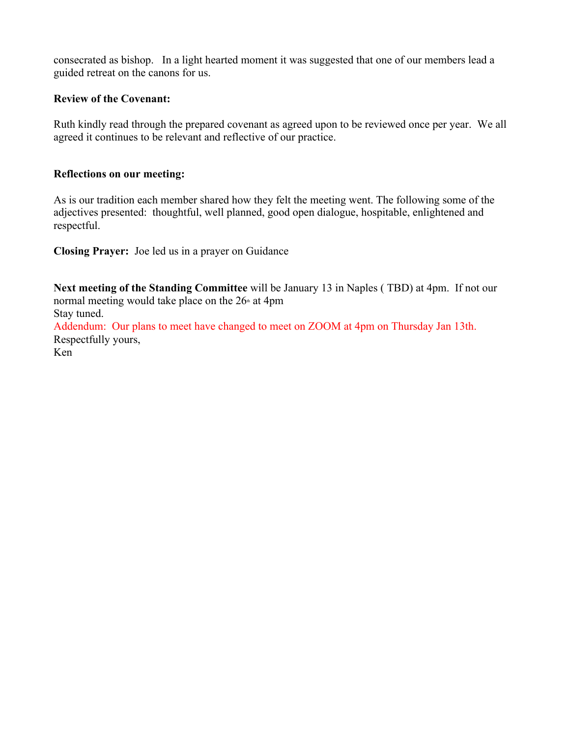consecrated as bishop. In a light hearted moment it was suggested that one of our members lead a guided retreat on the canons for us.

**Review of the Covenant:**

Ruth kindly read through the prepared covenant as agreed upon to be reviewed once per year. We all agreed it continues to be relevant and reflective of our practice.

**Reflections on our meeting:**

As is our tradition each member shared how they felt the meeting went. The following some of the adjectives presented: thoughtful, well planned, good open dialogue, hospitable, enlightened and respectful.

**Closing Prayer:** Joe led us in a prayer on Guidance

**Next meeting of the Standing Committee** will be January 13 in Naples ( TBD) at 4pm. If not our normal meeting would take place on the 26th at 4pm
Stay tuned.
Addendum: Our plans to meet have changed to meet on ZOOM at 4pm on Thursday Jan 13th.
Respectfully yours,
Ken